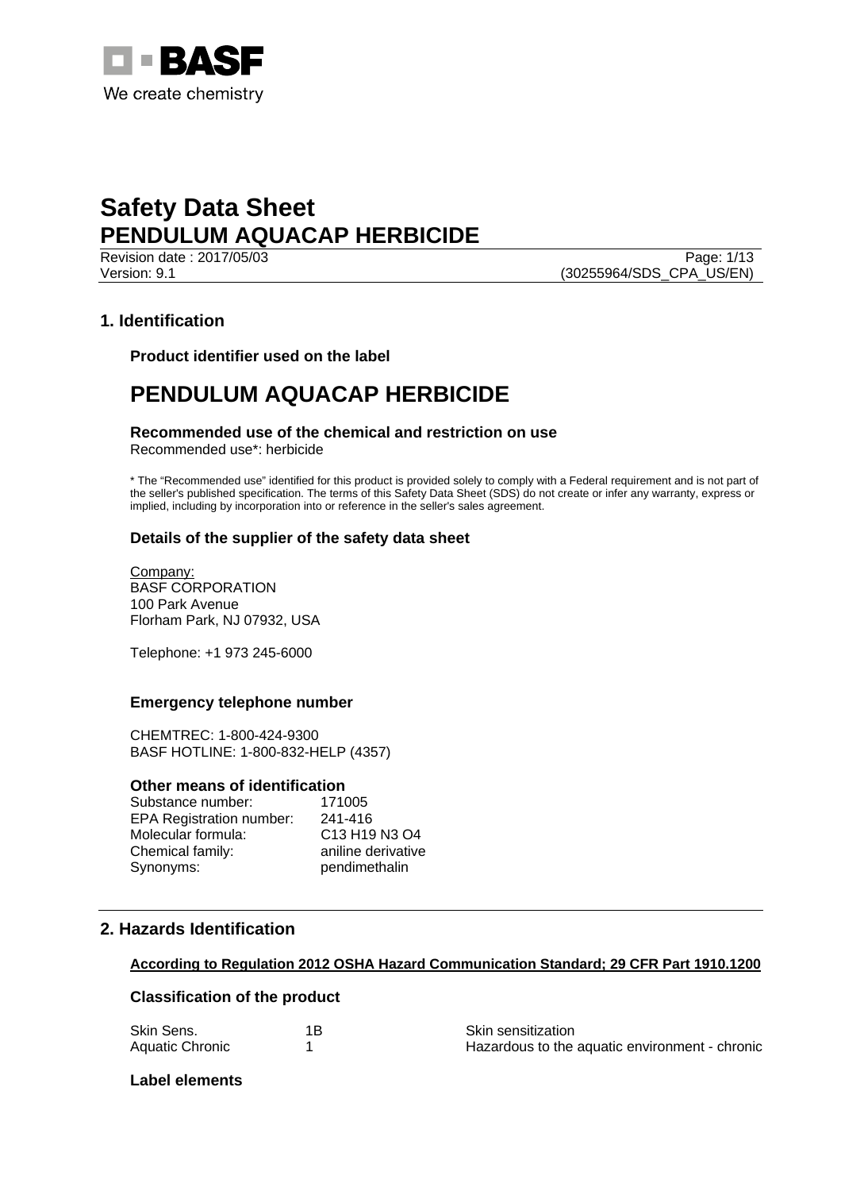# Safety Data Sheet
# PENDULUM AQUACAP HERBICIDE

Revision date : 2017/05/03
Version: 9.1
(30255964/SDS_CPA_US/EN)

## 1. Identification

### Product identifier used on the label

# PENDULUM AQUACAP HERBICIDE

### Recommended use of the chemical and restriction on use

Recommended use*: herbicide

* The "Recommended use" identified for this product is provided solely to comply with a Federal requirement and is not part of the seller's published specification. The terms of this Safety Data Sheet (SDS) do not create or infer any warranty, express or implied, including by incorporation into or reference in the seller's sales agreement.

### Details of the supplier of the safety data sheet

Company:
BASF CORPORATION
100 Park Avenue
Florham Park, NJ 07932, USA

Telephone: +1 973 245-6000

### Emergency telephone number

CHEMTREC: 1-800-424-9300
BASF HOTLINE: 1-800-832-HELP (4357)

### Other means of identification

| | |
|---|---|
| Substance number: | 171005 |
| EPA Registration number: | 241-416 |
| Molecular formula: | $C_{13}H_{19}N_3O_4$ |
| Chemical family: | aniline derivative |
| Synonyms: | pendimethalin |

## 2. Hazards Identification

**According to Regulation 2012 OSHA Hazard Communication Standard; 29 CFR Part 1910.1200**

### Classification of the product

| | | |
|---|---|---|
| Skin Sens. | 1B | Skin sensitization |
| Aquatic Chronic | 1 | Hazardous to the aquatic environment - chronic |

### Label elements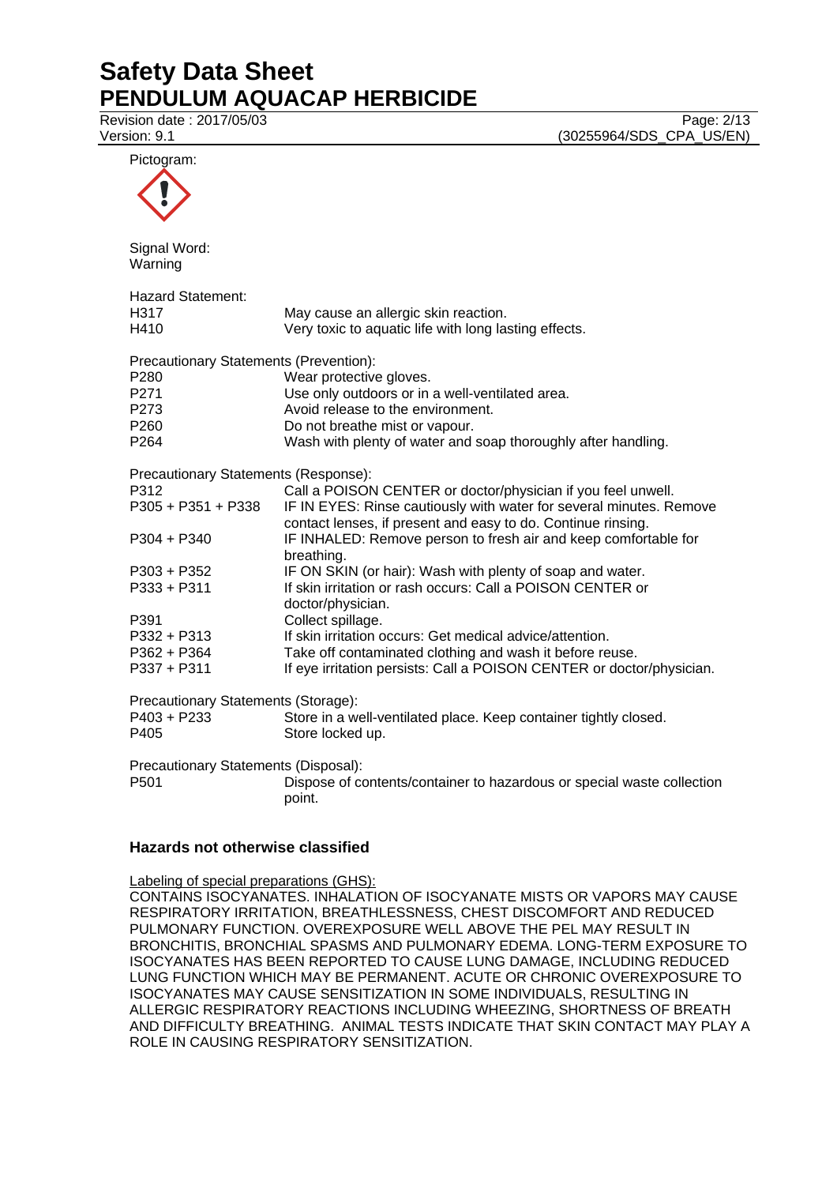Pictogram:

Signal Word:
Warning

Hazard Statement:

| | |
|---|---|
| H317 | May cause an allergic skin reaction. |
| H410 | Very toxic to aquatic life with long lasting effects. |

Precautionary Statements (Prevention):

| | |
|---|---|
| P280 | Wear protective gloves. |
| P271 | Use only outdoors or in a well-ventilated area. |
| P273 | Avoid release to the environment. |
| P260 | Do not breathe mist or vapour. |
| P264 | Wash with plenty of water and soap thoroughly after handling. |

Precautionary Statements (Response):

| | |
|---|---|
| P312 | Call a POISON CENTER or doctor/physician if you feel unwell. |
| P305 + P351 + P338 | IF IN EYES: Rinse cautiously with water for several minutes. Remove contact lenses, if present and easy to do. Continue rinsing. |
| P304 + P340 | IF INHALED: Remove person to fresh air and keep comfortable for breathing. |
| P303 + P352 | IF ON SKIN (or hair): Wash with plenty of soap and water. |
| P333 + P311 | If skin irritation or rash occurs: Call a POISON CENTER or doctor/physician. |
| P391 | Collect spillage. |
| P332 + P313 | If skin irritation occurs: Get medical advice/attention. |
| P362 + P364 | Take off contaminated clothing and wash it before reuse. |
| P337 + P311 | If eye irritation persists: Call a POISON CENTER or doctor/physician. |

Precautionary Statements (Storage):

| | |
|---|---|
| P403 + P233 | Store in a well-ventilated place. Keep container tightly closed. |
| P405 | Store locked up. |

Precautionary Statements (Disposal):

| | |
|---|---|
| P501 | Dispose of contents/container to hazardous or special waste collection point. |

### Hazards not otherwise classified

Labeling of special preparations (GHS):
CONTAINS ISOCYANATES. INHALATION OF ISOCYANATE MISTS OR VAPORS MAY CAUSE RESPIRATORY IRRITATION, BREATHLESSNESS, CHEST DISCOMFORT AND REDUCED PULMONARY FUNCTION. OVEREXPOSURE WELL ABOVE THE PEL MAY RESULT IN BRONCHITIS, BRONCHIAL SPASMS AND PULMONARY EDEMA. LONG-TERM EXPOSURE TO ISOCYANATES HAS BEEN REPORTED TO CAUSE LUNG DAMAGE, INCLUDING REDUCED LUNG FUNCTION WHICH MAY BE PERMANENT. ACUTE OR CHRONIC OVEREXPOSURE TO ISOCYANATES MAY CAUSE SENSITIZATION IN SOME INDIVIDUALS, RESULTING IN ALLERGIC RESPIRATORY REACTIONS INCLUDING WHEEZING, SHORTNESS OF BREATH AND DIFFICULTY BREATHING. ANIMAL TESTS INDICATE THAT SKIN CONTACT MAY PLAY A ROLE IN CAUSING RESPIRATORY SENSITIZATION.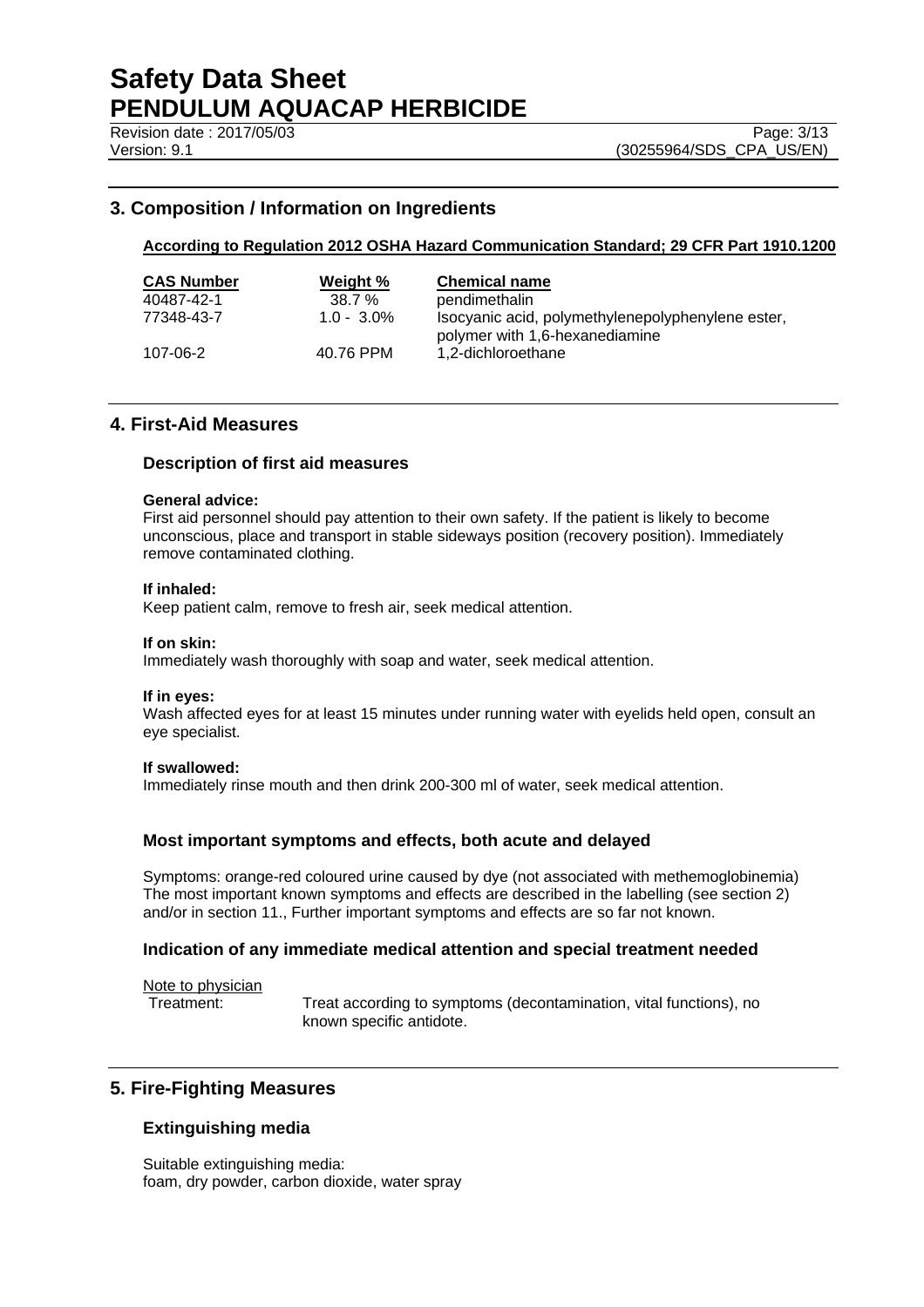## 3. Composition / Information on Ingredients

**According to Regulation 2012 OSHA Hazard Communication Standard; 29 CFR Part 1910.1200**

| CAS Number | Weight % | Chemical name |
|---|---|---|
| 40487-42-1 | 38.7 % | pendimethalin |
| 77348-43-7 | 1.0 - 3.0% | Isocyanic acid, polymethylenepolyphenylene ester, polymer with 1,6-hexanediamine |
| 107-06-2 | 40.76 PPM | 1,2-dichloroethane |

## 4. First-Aid Measures

### Description of first aid measures

**General advice:**
First aid personnel should pay attention to their own safety. If the patient is likely to become unconscious, place and transport in stable sideways position (recovery position). Immediately remove contaminated clothing.

**If inhaled:**
Keep patient calm, remove to fresh air, seek medical attention.

**If on skin:**
Immediately wash thoroughly with soap and water, seek medical attention.

**If in eyes:**
Wash affected eyes for at least 15 minutes under running water with eyelids held open, consult an eye specialist.

**If swallowed:**
Immediately rinse mouth and then drink 200-300 ml of water, seek medical attention.

### Most important symptoms and effects, both acute and delayed

Symptoms: orange-red coloured urine caused by dye (not associated with methemoglobinemia)
The most important known symptoms and effects are described in the labelling (see section 2) and/or in section 11., Further important symptoms and effects are so far not known.

### Indication of any immediate medical attention and special treatment needed

Note to physician

Treatment: Treat according to symptoms (decontamination, vital functions), no known specific antidote.

## 5. Fire-Fighting Measures

### Extinguishing media

Suitable extinguishing media:
foam, dry powder, carbon dioxide, water spray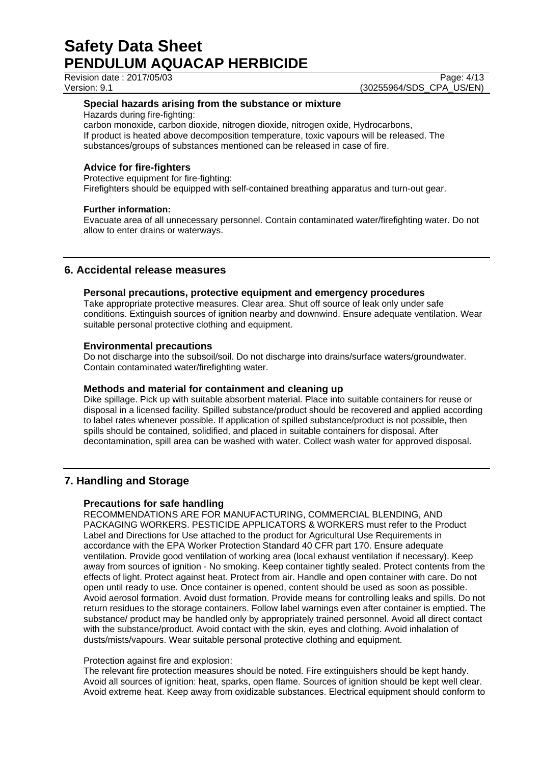### Special hazards arising from the substance or mixture

Hazards during fire-fighting:
carbon monoxide, carbon dioxide, nitrogen dioxide, nitrogen oxide, Hydrocarbons,
If product is heated above decomposition temperature, toxic vapours will be released. The substances/groups of substances mentioned can be released in case of fire.

### Advice for fire-fighters

Protective equipment for fire-fighting:
Firefighters should be equipped with self-contained breathing apparatus and turn-out gear.

**Further information:**
Evacuate area of all unnecessary personnel. Contain contaminated water/firefighting water. Do not allow to enter drains or waterways.

## 6. Accidental release measures

### Personal precautions, protective equipment and emergency procedures

Take appropriate protective measures. Clear area. Shut off source of leak only under safe conditions. Extinguish sources of ignition nearby and downwind. Ensure adequate ventilation. Wear suitable personal protective clothing and equipment.

### Environmental precautions

Do not discharge into the subsoil/soil. Do not discharge into drains/surface waters/groundwater. Contain contaminated water/firefighting water.

### Methods and material for containment and cleaning up

Dike spillage. Pick up with suitable absorbent material. Place into suitable containers for reuse or disposal in a licensed facility. Spilled substance/product should be recovered and applied according to label rates whenever possible. If application of spilled substance/product is not possible, then spills should be contained, solidified, and placed in suitable containers for disposal. After decontamination, spill area can be washed with water. Collect wash water for approved disposal.

## 7. Handling and Storage

### Precautions for safe handling

RECOMMENDATIONS ARE FOR MANUFACTURING, COMMERCIAL BLENDING, AND PACKAGING WORKERS. PESTICIDE APPLICATORS & WORKERS must refer to the Product Label and Directions for Use attached to the product for Agricultural Use Requirements in accordance with the EPA Worker Protection Standard 40 CFR part 170. Ensure adequate ventilation. Provide good ventilation of working area (local exhaust ventilation if necessary). Keep away from sources of ignition - No smoking. Keep container tightly sealed. Protect contents from the effects of light. Protect against heat. Protect from air. Handle and open container with care. Do not open until ready to use. Once container is opened, content should be used as soon as possible. Avoid aerosol formation. Avoid dust formation. Provide means for controlling leaks and spills. Do not return residues to the storage containers. Follow label warnings even after container is emptied. The substance/ product may be handled only by appropriately trained personnel. Avoid all direct contact with the substance/product. Avoid contact with the skin, eyes and clothing. Avoid inhalation of dusts/mists/vapours. Wear suitable personal protective clothing and equipment.

Protection against fire and explosion:
The relevant fire protection measures should be noted. Fire extinguishers should be kept handy. Avoid all sources of ignition: heat, sparks, open flame. Sources of ignition should be kept well clear. Avoid extreme heat. Keep away from oxidizable substances. Electrical equipment should conform to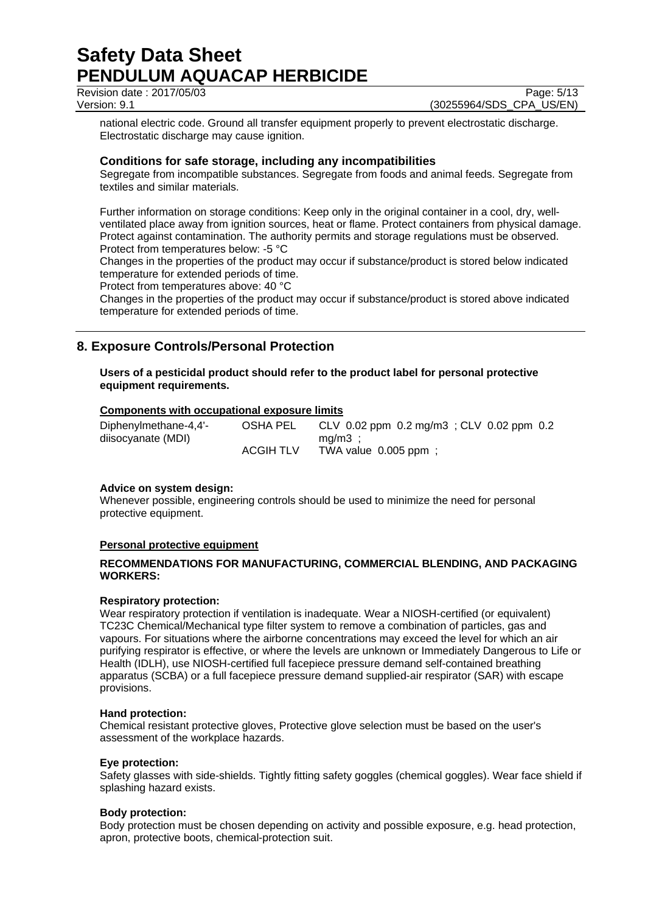national electric code. Ground all transfer equipment properly to prevent electrostatic discharge. Electrostatic discharge may cause ignition.

### Conditions for safe storage, including any incompatibilities

Segregate from incompatible substances. Segregate from foods and animal feeds. Segregate from textiles and similar materials.

Further information on storage conditions: Keep only in the original container in a cool, dry, well-ventilated place away from ignition sources, heat or flame. Protect containers from physical damage. Protect against contamination. The authority permits and storage regulations must be observed.
Protect from temperatures below: -5 °C
Changes in the properties of the product may occur if substance/product is stored below indicated temperature for extended periods of time.
Protect from temperatures above: 40 °C
Changes in the properties of the product may occur if substance/product is stored above indicated temperature for extended periods of time.

## 8. Exposure Controls/Personal Protection

**Users of a pesticidal product should refer to the product label for personal protective equipment requirements.**

**Components with occupational exposure limits**

| | | |
|---|---|---|
| Diphenylmethane-4,4'-diisocyanate (MDI) | OSHA PEL | CLV 0.02 ppm 0.2 mg/m3 ; CLV 0.02 ppm 0.2 mg/m3 ; |
| | ACGIH TLV | TWA value 0.005 ppm ; |

**Advice on system design:**
Whenever possible, engineering controls should be used to minimize the need for personal protective equipment.

**Personal protective equipment**

**RECOMMENDATIONS FOR MANUFACTURING, COMMERCIAL BLENDING, AND PACKAGING WORKERS:**

**Respiratory protection:**
Wear respiratory protection if ventilation is inadequate. Wear a NIOSH-certified (or equivalent) TC23C Chemical/Mechanical type filter system to remove a combination of particles, gas and vapours. For situations where the airborne concentrations may exceed the level for which an air purifying respirator is effective, or where the levels are unknown or Immediately Dangerous to Life or Health (IDLH), use NIOSH-certified full facepiece pressure demand self-contained breathing apparatus (SCBA) or a full facepiece pressure demand supplied-air respirator (SAR) with escape provisions.

**Hand protection:**
Chemical resistant protective gloves, Protective glove selection must be based on the user's assessment of the workplace hazards.

**Eye protection:**
Safety glasses with side-shields. Tightly fitting safety goggles (chemical goggles). Wear face shield if splashing hazard exists.

**Body protection:**
Body protection must be chosen depending on activity and possible exposure, e.g. head protection, apron, protective boots, chemical-protection suit.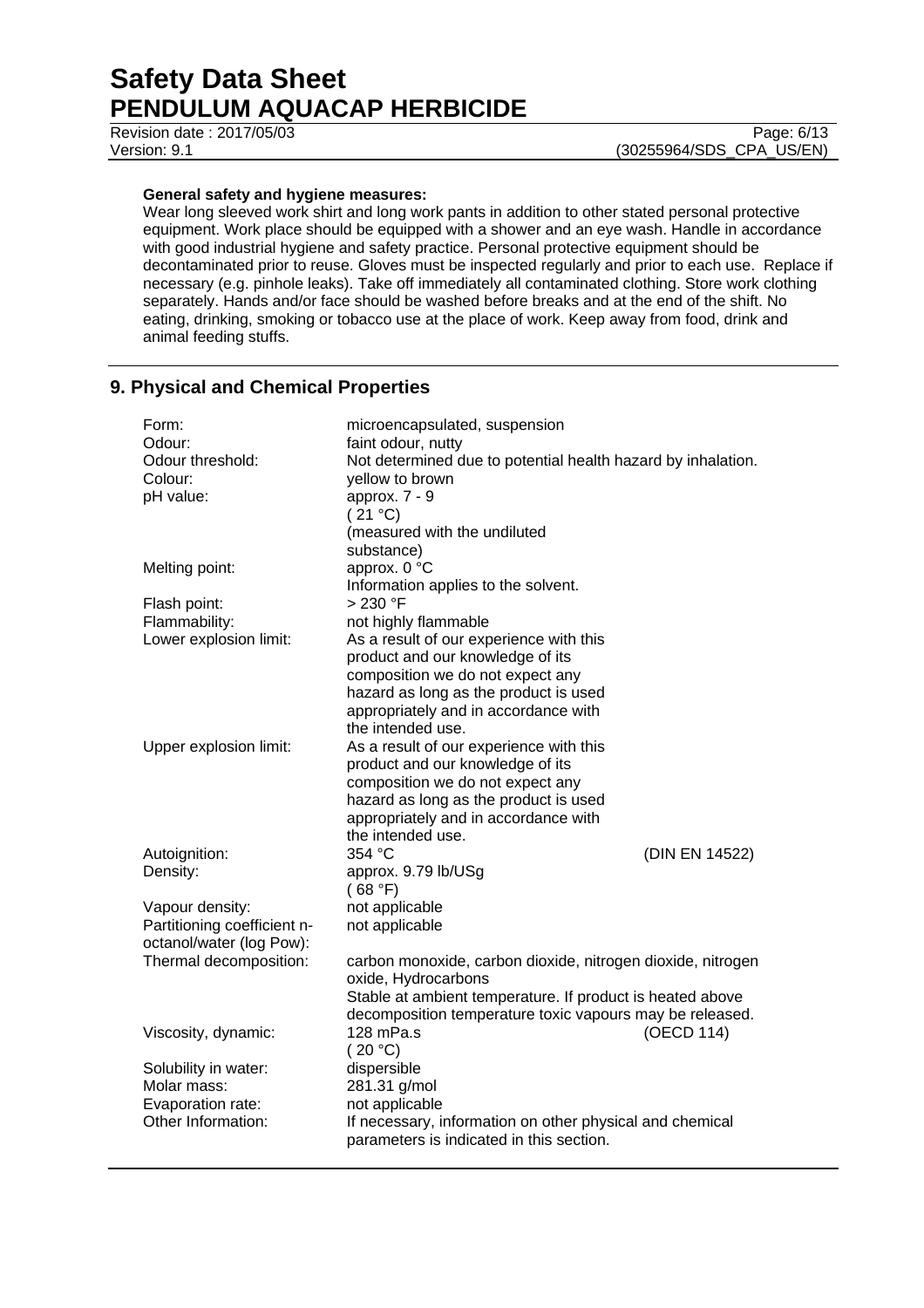**General safety and hygiene measures:**

Wear long sleeved work shirt and long work pants in addition to other stated personal protective equipment. Work place should be equipped with a shower and an eye wash. Handle in accordance with good industrial hygiene and safety practice. Personal protective equipment should be decontaminated prior to reuse. Gloves must be inspected regularly and prior to each use. Replace if necessary (e.g. pinhole leaks). Take off immediately all contaminated clothing. Store work clothing separately. Hands and/or face should be washed before breaks and at the end of the shift. No eating, drinking, smoking or tobacco use at the place of work. Keep away from food, drink and animal feeding stuffs.

## 9. Physical and Chemical Properties

| | | |
|---|---|---|
| Form: | microencapsulated, suspension | |
| Odour: | faint odour, nutty | |
| Odour threshold: | Not determined due to potential health hazard by inhalation. | |
| Colour: | yellow to brown | |
| pH value: | approx. 7 - 9 ( 21 °C) (measured with the undiluted substance) | |
| Melting point: | approx. 0 °C Information applies to the solvent. | |
| Flash point: | > 230 °F | |
| Flammability: | not highly flammable | |
| Lower explosion limit: | As a result of our experience with this product and our knowledge of its composition we do not expect any hazard as long as the product is used appropriately and in accordance with the intended use. | |
| Upper explosion limit: | As a result of our experience with this product and our knowledge of its composition we do not expect any hazard as long as the product is used appropriately and in accordance with the intended use. | |
| Autoignition: | 354 °C | (DIN EN 14522) |
| Density: | approx. 9.79 lb/USg ( 68 °F) | |
| Vapour density: | not applicable | |
| Partitioning coefficient n-octanol/water (log Pow): | not applicable | |
| Thermal decomposition: | carbon monoxide, carbon dioxide, nitrogen dioxide, nitrogen oxide, Hydrocarbons Stable at ambient temperature. If product is heated above decomposition temperature toxic vapours may be released. | |
| Viscosity, dynamic: | 128 mPa.s ( 20 °C) | (OECD 114) |
| Solubility in water: | dispersible | |
| Molar mass: | 281.31 g/mol | |
| Evaporation rate: | not applicable | |
| Other Information: | If necessary, information on other physical and chemical parameters is indicated in this section. | |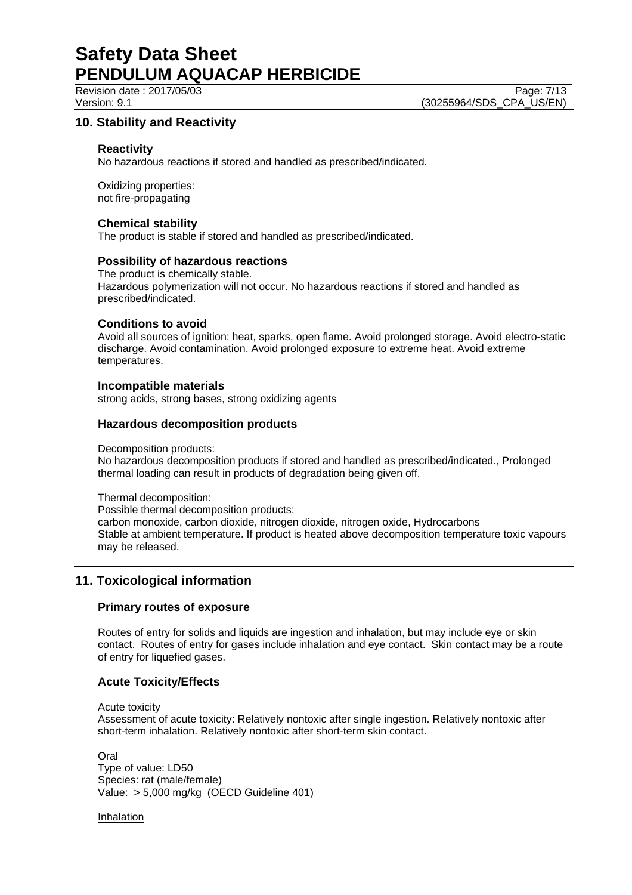## 10. Stability and Reactivity

### Reactivity

No hazardous reactions if stored and handled as prescribed/indicated.

Oxidizing properties:
not fire-propagating

### Chemical stability

The product is stable if stored and handled as prescribed/indicated.

### Possibility of hazardous reactions

The product is chemically stable.
Hazardous polymerization will not occur. No hazardous reactions if stored and handled as prescribed/indicated.

### Conditions to avoid

Avoid all sources of ignition: heat, sparks, open flame. Avoid prolonged storage. Avoid electro-static discharge. Avoid contamination. Avoid prolonged exposure to extreme heat. Avoid extreme temperatures.

### Incompatible materials

strong acids, strong bases, strong oxidizing agents

### Hazardous decomposition products

Decomposition products:
No hazardous decomposition products if stored and handled as prescribed/indicated., Prolonged thermal loading can result in products of degradation being given off.

Thermal decomposition:
Possible thermal decomposition products:
carbon monoxide, carbon dioxide, nitrogen dioxide, nitrogen oxide, Hydrocarbons
Stable at ambient temperature. If product is heated above decomposition temperature toxic vapours may be released.

## 11. Toxicological information

### Primary routes of exposure

Routes of entry for solids and liquids are ingestion and inhalation, but may include eye or skin contact. Routes of entry for gases include inhalation and eye contact. Skin contact may be a route of entry for liquefied gases.

### Acute Toxicity/Effects

Acute toxicity
Assessment of acute toxicity: Relatively nontoxic after single ingestion. Relatively nontoxic after short-term inhalation. Relatively nontoxic after short-term skin contact.

Oral
Type of value: LD50
Species: rat (male/female)
Value: > 5,000 mg/kg (OECD Guideline 401)

Inhalation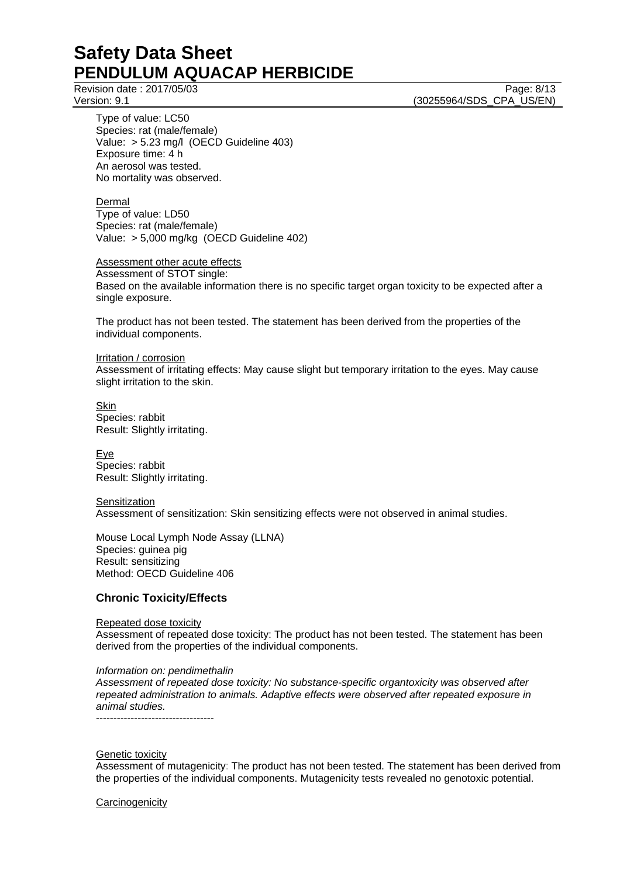Type of value: LC50
Species: rat (male/female)
Value: > 5.23 mg/l (OECD Guideline 403)
Exposure time: 4 h
An aerosol was tested.
No mortality was observed.

Dermal
Type of value: LD50
Species: rat (male/female)
Value: > 5,000 mg/kg (OECD Guideline 402)

Assessment other acute effects
Assessment of STOT single:
Based on the available information there is no specific target organ toxicity to be expected after a single exposure.

The product has not been tested. The statement has been derived from the properties of the individual components.

Irritation / corrosion
Assessment of irritating effects: May cause slight but temporary irritation to the eyes. May cause slight irritation to the skin.

Skin
Species: rabbit
Result: Slightly irritating.

Eye
Species: rabbit
Result: Slightly irritating.

Sensitization
Assessment of sensitization: Skin sensitizing effects were not observed in animal studies.

Mouse Local Lymph Node Assay (LLNA)
Species: guinea pig
Result: sensitizing
Method: OECD Guideline 406

### Chronic Toxicity/Effects

Repeated dose toxicity
Assessment of repeated dose toxicity: The product has not been tested. The statement has been derived from the properties of the individual components.

*Information on: pendimethalin*
*Assessment of repeated dose toxicity: No substance-specific organtoxicity was observed after repeated administration to animals. Adaptive effects were observed after repeated exposure in animal studies.*
----------------------------------

Genetic toxicity
Assessment of mutagenicity: The product has not been tested. The statement has been derived from the properties of the individual components. Mutagenicity tests revealed no genotoxic potential.

Carcinogenicity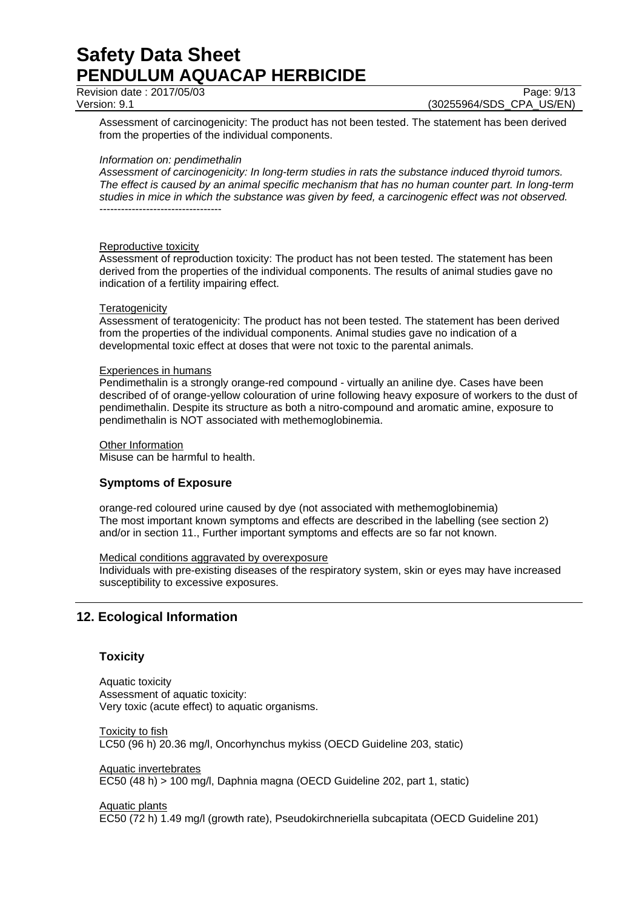Assessment of carcinogenicity: The product has not been tested. The statement has been derived from the properties of the individual components.

*Information on: pendimethalin*
*Assessment of carcinogenicity: In long-term studies in rats the substance induced thyroid tumors. The effect is caused by an animal specific mechanism that has no human counter part. In long-term studies in mice in which the substance was given by feed, a carcinogenic effect was not observed.*
----------------------------------

Reproductive toxicity
Assessment of reproduction toxicity: The product has not been tested. The statement has been derived from the properties of the individual components. The results of animal studies gave no indication of a fertility impairing effect.

Teratogenicity
Assessment of teratogenicity: The product has not been tested. The statement has been derived from the properties of the individual components. Animal studies gave no indication of a developmental toxic effect at doses that were not toxic to the parental animals.

Experiences in humans
Pendimethalin is a strongly orange-red compound - virtually an aniline dye. Cases have been described of of orange-yellow colouration of urine following heavy exposure of workers to the dust of pendimethalin. Despite its structure as both a nitro-compound and aromatic amine, exposure to pendimethalin is NOT associated with methemoglobinemia.

Other Information
Misuse can be harmful to health.

### Symptoms of Exposure

orange-red coloured urine caused by dye (not associated with methemoglobinemia)
The most important known symptoms and effects are described in the labelling (see section 2) and/or in section 11., Further important symptoms and effects are so far not known.

Medical conditions aggravated by overexposure
Individuals with pre-existing diseases of the respiratory system, skin or eyes may have increased susceptibility to excessive exposures.

## 12. Ecological Information

### Toxicity

Aquatic toxicity
Assessment of aquatic toxicity:
Very toxic (acute effect) to aquatic organisms.

Toxicity to fish
LC50 (96 h) 20.36 mg/l, Oncorhynchus mykiss (OECD Guideline 203, static)

Aquatic invertebrates
EC50 (48 h) > 100 mg/l, Daphnia magna (OECD Guideline 202, part 1, static)

Aquatic plants
EC50 (72 h) 1.49 mg/l (growth rate), Pseudokirchneriella subcapitata (OECD Guideline 201)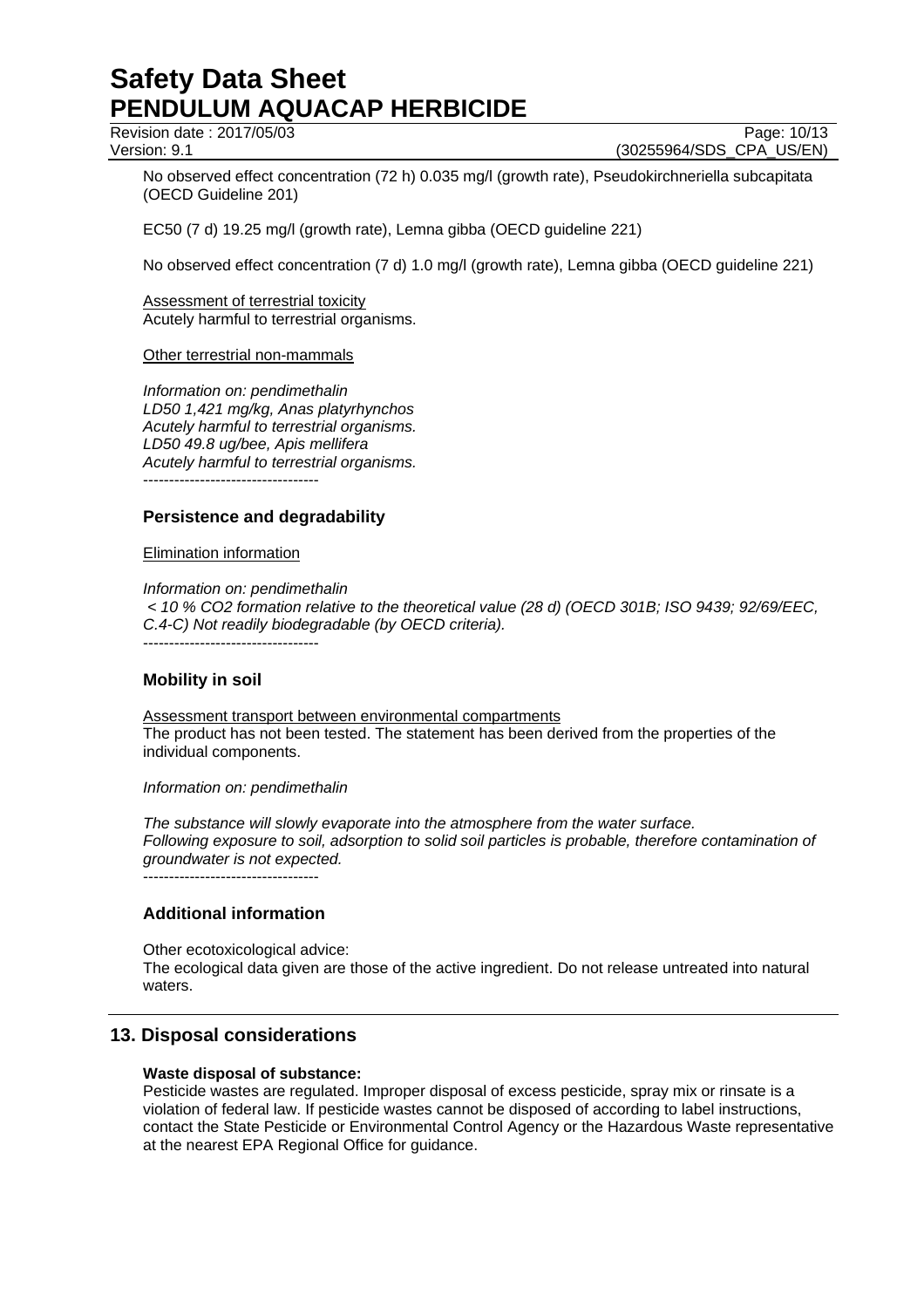No observed effect concentration (72 h) 0.035 mg/l (growth rate), Pseudokirchneriella subcapitata (OECD Guideline 201)

EC50 (7 d) 19.25 mg/l (growth rate), Lemna gibba (OECD guideline 221)

No observed effect concentration (7 d) 1.0 mg/l (growth rate), Lemna gibba (OECD guideline 221)

Assessment of terrestrial toxicity
Acutely harmful to terrestrial organisms.

Other terrestrial non-mammals

*Information on: pendimethalin*
*LD50 1,421 mg/kg, Anas platyrhynchos*
*Acutely harmful to terrestrial organisms.*
*LD50 49.8 ug/bee, Apis mellifera*
*Acutely harmful to terrestrial organisms.*
----------------------------------

### Persistence and degradability

Elimination information

*Information on: pendimethalin*
*< 10 % $CO_2$ formation relative to the theoretical value (28 d) (OECD 301B; ISO 9439; 92/69/EEC, C.4-C) Not readily biodegradable (by OECD criteria).*
----------------------------------

### Mobility in soil

Assessment transport between environmental compartments
The product has not been tested. The statement has been derived from the properties of the individual components.

*Information on: pendimethalin*

*The substance will slowly evaporate into the atmosphere from the water surface.*
*Following exposure to soil, adsorption to solid soil particles is probable, therefore contamination of groundwater is not expected.*
----------------------------------

### Additional information

Other ecotoxicological advice:
The ecological data given are those of the active ingredient. Do not release untreated into natural waters.

## 13. Disposal considerations

**Waste disposal of substance:**
Pesticide wastes are regulated. Improper disposal of excess pesticide, spray mix or rinsate is a violation of federal law. If pesticide wastes cannot be disposed of according to label instructions, contact the State Pesticide or Environmental Control Agency or the Hazardous Waste representative at the nearest EPA Regional Office for guidance.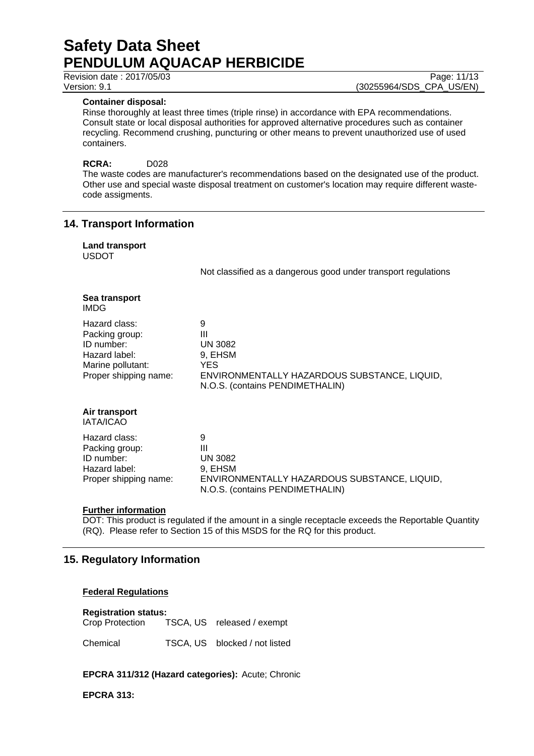**Container disposal:**
Rinse thoroughly at least three times (triple rinse) in accordance with EPA recommendations. Consult state or local disposal authorities for approved alternative procedures such as container recycling. Recommend crushing, puncturing or other means to prevent unauthorized use of used containers.

**RCRA:** D028

The waste codes are manufacturer's recommendations based on the designated use of the product. Other use and special waste disposal treatment on customer's location may require different waste-code assigments.

## 14. Transport Information

**Land transport**
USDOT

Not classified as a dangerous good under transport regulations

**Sea transport**
IMDG

| | |
|---|---|
| Hazard class: | 9 |
| Packing group: | III |
| ID number: | UN 3082 |
| Hazard label: | 9, EHSM |
| Marine pollutant: | YES |
| Proper shipping name: | ENVIRONMENTALLY HAZARDOUS SUBSTANCE, LIQUID, N.O.S. (contains PENDIMETHALIN) |

**Air transport**
IATA/ICAO

| | |
|---|---|
| Hazard class: | 9 |
| Packing group: | III |
| ID number: | UN 3082 |
| Hazard label: | 9, EHSM |
| Proper shipping name: | ENVIRONMENTALLY HAZARDOUS SUBSTANCE, LIQUID, N.O.S. (contains PENDIMETHALIN) |

**Further information**

DOT: This product is regulated if the amount in a single receptacle exceeds the Reportable Quantity (RQ). Please refer to Section 15 of this MSDS for the RQ for this product.

## 15. Regulatory Information

**Federal Regulations**

**Registration status:**

| | | |
|---|---|---|
| Crop Protection | TSCA, US | released / exempt |
| Chemical | TSCA, US | blocked / not listed |

**EPCRA 311/312 (Hazard categories):** Acute; Chronic

**EPCRA 313:**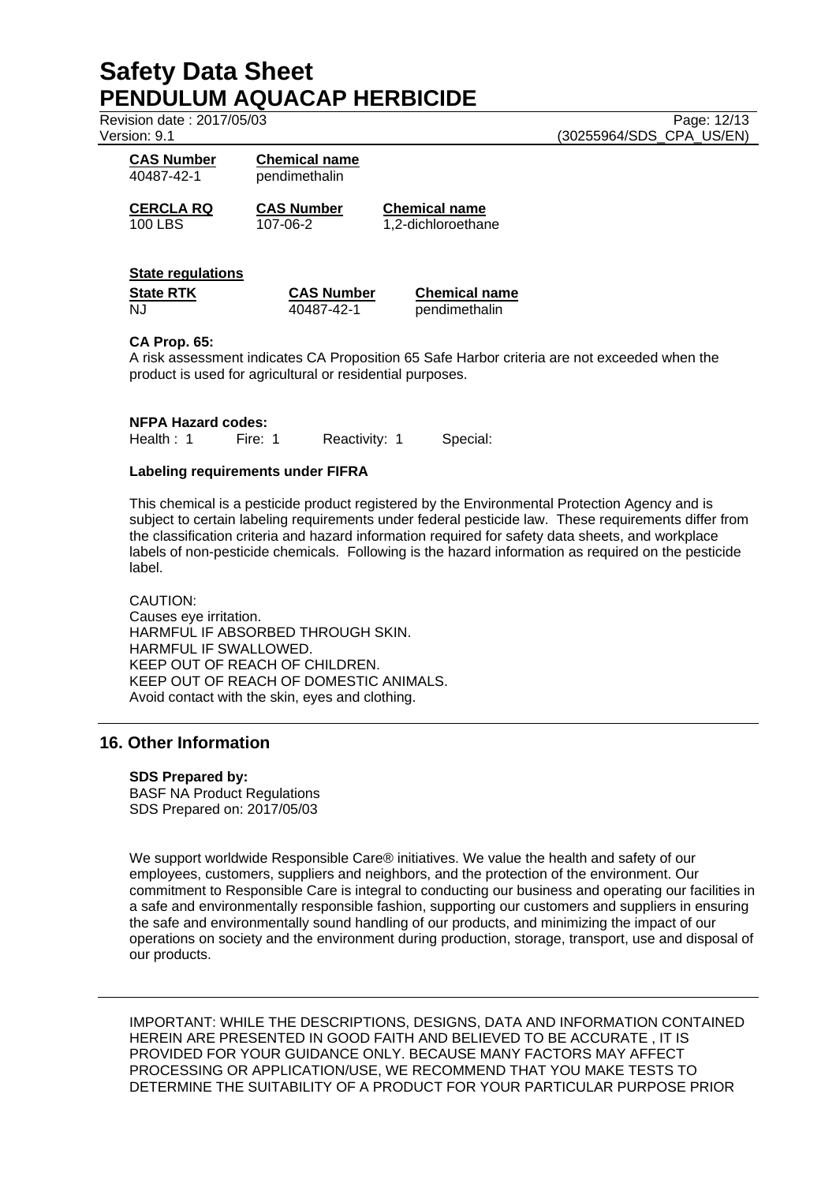| CAS Number | Chemical name |
| --- | --- |
| 40487-42-1 | pendimethalin |

| CERCLA RQ | CAS Number | Chemical name |
| --- | --- | --- |
| 100 LBS | 107-06-2 | 1,2-dichloroethane |

**State regulations**

| State RTK | CAS Number | Chemical name |
| --- | --- | --- |
| NJ | 40487-42-1 | pendimethalin |

**CA Prop. 65:**

A risk assessment indicates CA Proposition 65 Safe Harbor criteria are not exceeded when the product is used for agricultural or residential purposes.

**NFPA Hazard codes:**

Health : 1 Fire: 1 Reactivity: 1 Special:

**Labeling requirements under FIFRA**

This chemical is a pesticide product registered by the Environmental Protection Agency and is subject to certain labeling requirements under federal pesticide law. These requirements differ from the classification criteria and hazard information required for safety data sheets, and workplace labels of non-pesticide chemicals. Following is the hazard information as required on the pesticide label.

CAUTION:
Causes eye irritation.
HARMFUL IF ABSORBED THROUGH SKIN.
HARMFUL IF SWALLOWED.
KEEP OUT OF REACH OF CHILDREN.
KEEP OUT OF REACH OF DOMESTIC ANIMALS.
Avoid contact with the skin, eyes and clothing.

## 16. Other Information

**SDS Prepared by:**
BASF NA Product Regulations
SDS Prepared on: 2017/05/03

We support worldwide Responsible Care® initiatives. We value the health and safety of our employees, customers, suppliers and neighbors, and the protection of the environment. Our commitment to Responsible Care is integral to conducting our business and operating our facilities in a safe and environmentally responsible fashion, supporting our customers and suppliers in ensuring the safe and environmentally sound handling of our products, and minimizing the impact of our operations on society and the environment during production, storage, transport, use and disposal of our products.

IMPORTANT: WHILE THE DESCRIPTIONS, DESIGNS, DATA AND INFORMATION CONTAINED HEREIN ARE PRESENTED IN GOOD FAITH AND BELIEVED TO BE ACCURATE , IT IS PROVIDED FOR YOUR GUIDANCE ONLY. BECAUSE MANY FACTORS MAY AFFECT PROCESSING OR APPLICATION/USE, WE RECOMMEND THAT YOU MAKE TESTS TO DETERMINE THE SUITABILITY OF A PRODUCT FOR YOUR PARTICULAR PURPOSE PRIOR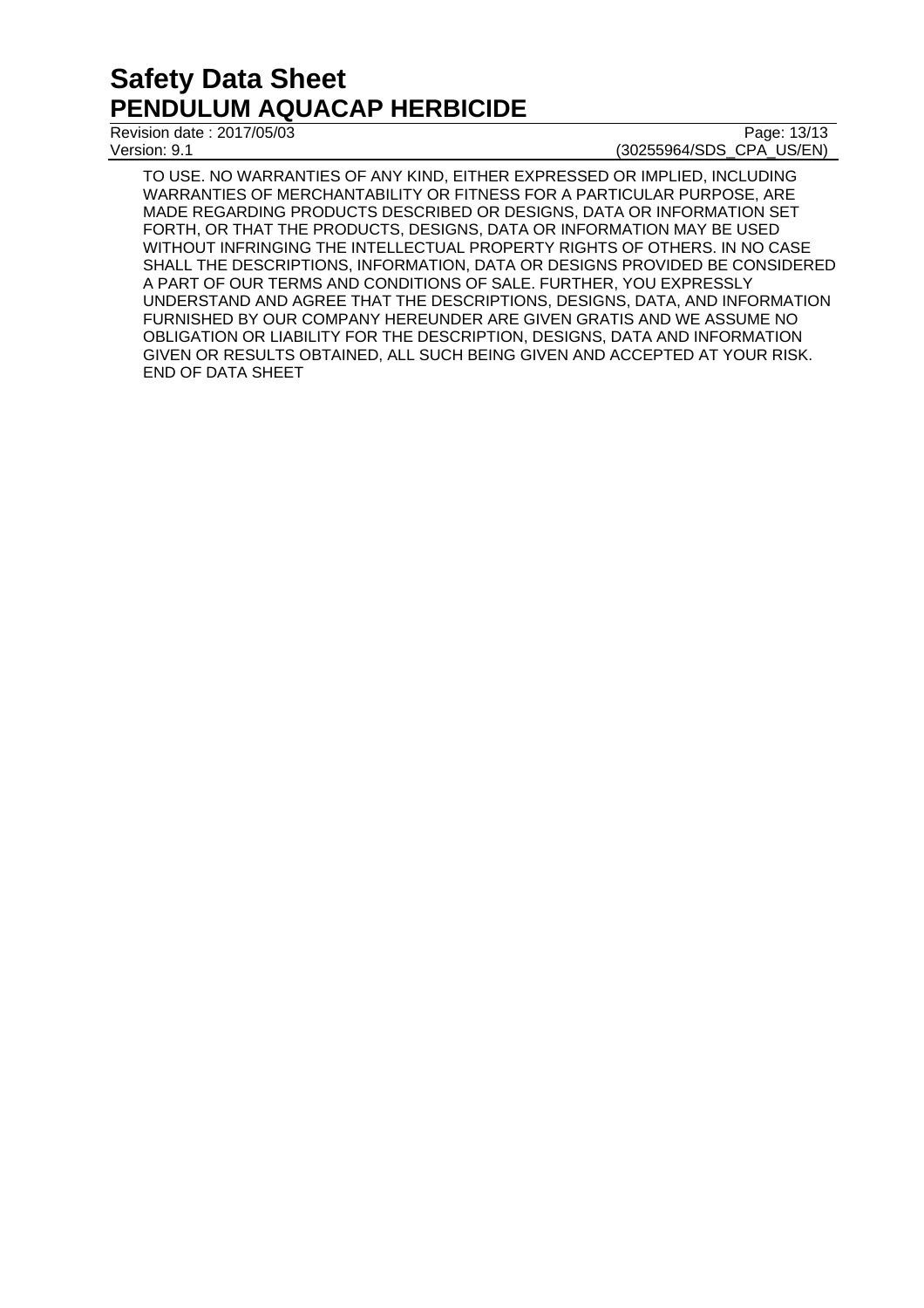TO USE. NO WARRANTIES OF ANY KIND, EITHER EXPRESSED OR IMPLIED, INCLUDING WARRANTIES OF MERCHANTABILITY OR FITNESS FOR A PARTICULAR PURPOSE, ARE MADE REGARDING PRODUCTS DESCRIBED OR DESIGNS, DATA OR INFORMATION SET FORTH, OR THAT THE PRODUCTS, DESIGNS, DATA OR INFORMATION MAY BE USED WITHOUT INFRINGING THE INTELLECTUAL PROPERTY RIGHTS OF OTHERS. IN NO CASE SHALL THE DESCRIPTIONS, INFORMATION, DATA OR DESIGNS PROVIDED BE CONSIDERED A PART OF OUR TERMS AND CONDITIONS OF SALE. FURTHER, YOU EXPRESSLY UNDERSTAND AND AGREE THAT THE DESCRIPTIONS, DESIGNS, DATA, AND INFORMATION FURNISHED BY OUR COMPANY HEREUNDER ARE GIVEN GRATIS AND WE ASSUME NO OBLIGATION OR LIABILITY FOR THE DESCRIPTION, DESIGNS, DATA AND INFORMATION GIVEN OR RESULTS OBTAINED, ALL SUCH BEING GIVEN AND ACCEPTED AT YOUR RISK.
END OF DATA SHEET